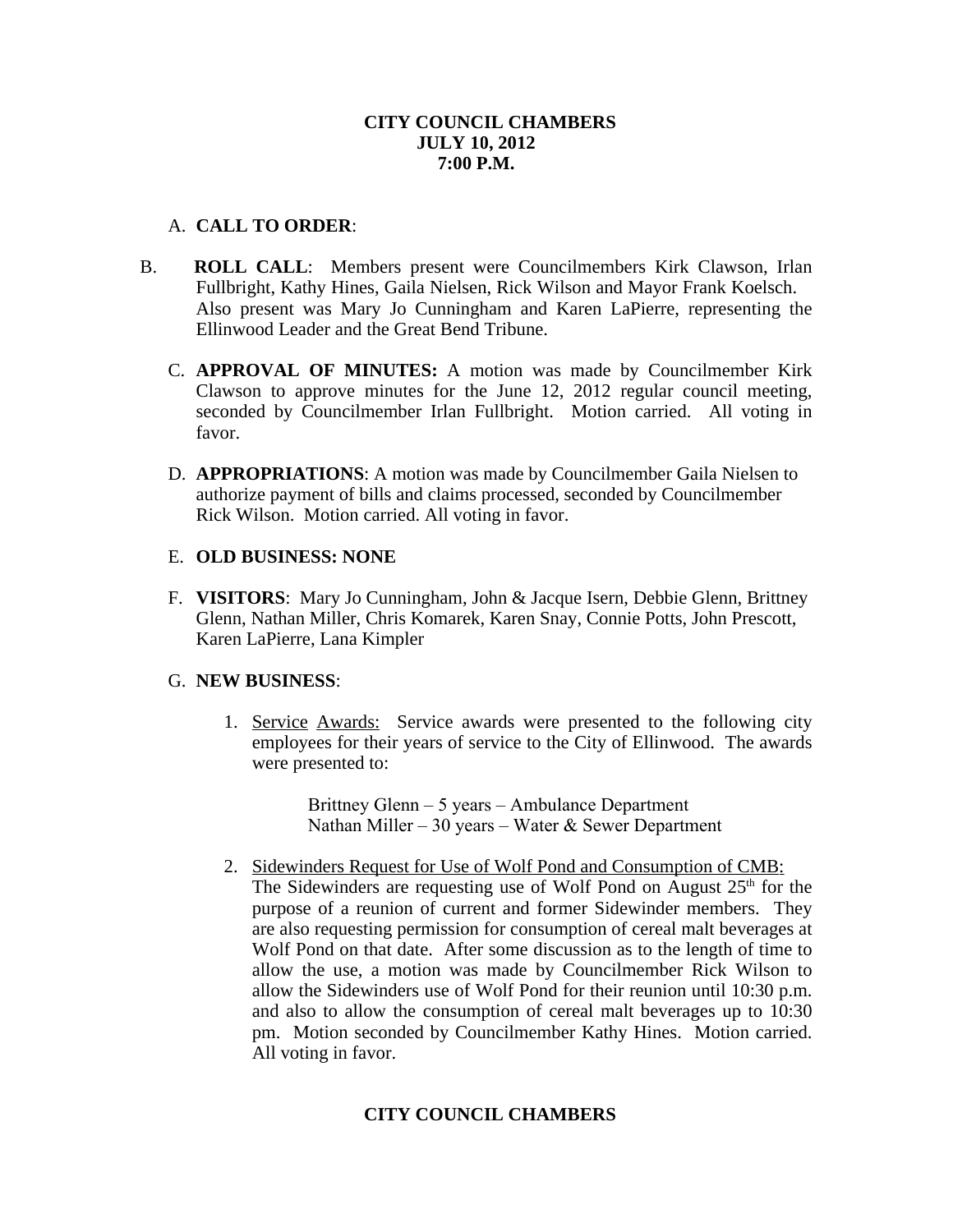**CITY COUNCIL CHAMBERS**
**JULY 10, 2012**
**7:00 P.M.**

A. **CALL TO ORDER**:

B. **ROLL CALL**: Members present were Councilmembers Kirk Clawson, Irlan Fullbright, Kathy Hines, Gaila Nielsen, Rick Wilson and Mayor Frank Koelsch. Also present was Mary Jo Cunningham and Karen LaPierre, representing the Ellinwood Leader and the Great Bend Tribune.

C. **APPROVAL OF MINUTES:** A motion was made by Councilmember Kirk Clawson to approve minutes for the June 12, 2012 regular council meeting, seconded by Councilmember Irlan Fullbright. Motion carried. All voting in favor.

D. **APPROPRIATIONS**: A motion was made by Councilmember Gaila Nielsen to authorize payment of bills and claims processed, seconded by Councilmember Rick Wilson. Motion carried. All voting in favor.

E. **OLD BUSINESS: NONE**

F. **VISITORS**: Mary Jo Cunningham, John & Jacque Isern, Debbie Glenn, Brittney Glenn, Nathan Miller, Chris Komarek, Karen Snay, Connie Potts, John Prescott, Karen LaPierre, Lana Kimpler

G. **NEW BUSINESS**:

1. Service Awards: Service awards were presented to the following city employees for their years of service to the City of Ellinwood. The awards were presented to:

   Brittney Glenn – 5 years – Ambulance Department
   Nathan Miller – 30 years – Water & Sewer Department

2. Sidewinders Request for Use of Wolf Pond and Consumption of CMB: The Sidewinders are requesting use of Wolf Pond on August 25th for the purpose of a reunion of current and former Sidewinder members. They are also requesting permission for consumption of cereal malt beverages at Wolf Pond on that date. After some discussion as to the length of time to allow the use, a motion was made by Councilmember Rick Wilson to allow the Sidewinders use of Wolf Pond for their reunion until 10:30 p.m. and also to allow the consumption of cereal malt beverages up to 10:30 pm. Motion seconded by Councilmember Kathy Hines. Motion carried. All voting in favor.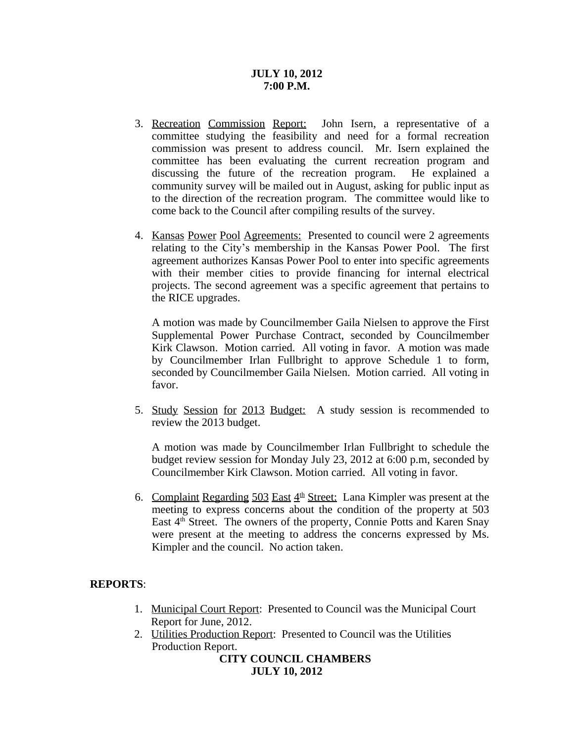3. Recreation Commission Report: John Isern, a representative of a committee studying the feasibility and need for a formal recreation commission was present to address council. Mr. Isern explained the committee has been evaluating the current recreation program and discussing the future of the recreation program. He explained a community survey will be mailed out in August, asking for public input as to the direction of the recreation program. The committee would like to come back to the Council after compiling results of the survey.

4. Kansas Power Pool Agreements: Presented to council were 2 agreements relating to the City's membership in the Kansas Power Pool. The first agreement authorizes Kansas Power Pool to enter into specific agreements with their member cities to provide financing for internal electrical projects. The second agreement was a specific agreement that pertains to the RICE upgrades.

   A motion was made by Councilmember Gaila Nielsen to approve the First Supplemental Power Purchase Contract, seconded by Councilmember Kirk Clawson. Motion carried. All voting in favor. A motion was made by Councilmember Irlan Fullbright to approve Schedule 1 to form, seconded by Councilmember Gaila Nielsen. Motion carried. All voting in favor.

5. Study Session for 2013 Budget: A study session is recommended to review the 2013 budget.

   A motion was made by Councilmember Irlan Fullbright to schedule the budget review session for Monday July 23, 2012 at 6:00 p.m, seconded by Councilmember Kirk Clawson. Motion carried. All voting in favor.

6. Complaint Regarding 503 East 4th Street: Lana Kimpler was present at the meeting to express concerns about the condition of the property at 503 East 4th Street. The owners of the property, Connie Potts and Karen Snay were present at the meeting to address the concerns expressed by Ms. Kimpler and the council. No action taken.

**REPORTS**:

1. Municipal Court Report: Presented to Council was the Municipal Court Report for June, 2012.
2. Utilities Production Report: Presented to Council was the Utilities Production Report.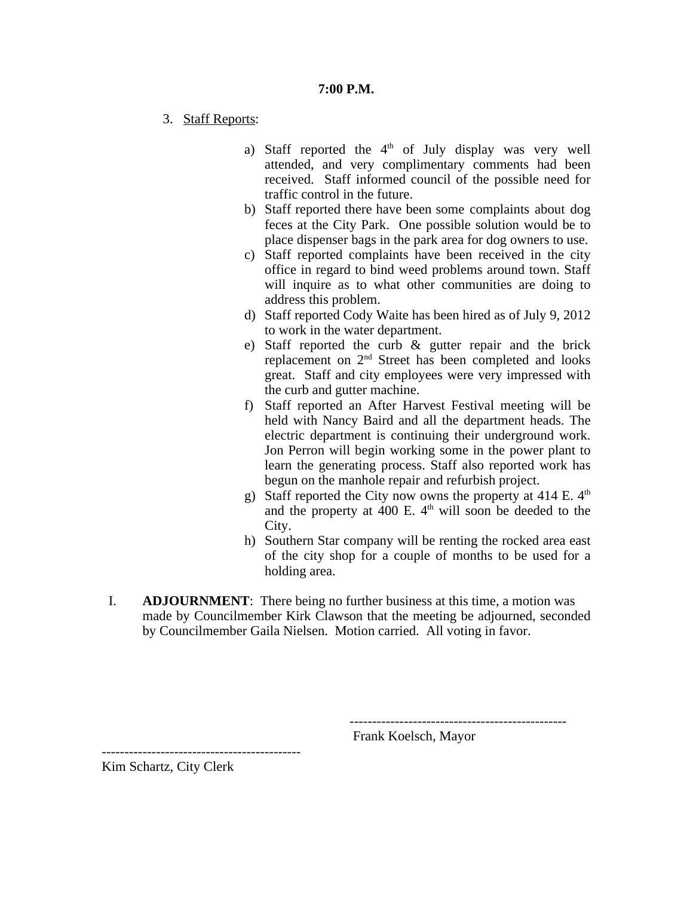**7:00 P.M.**

3. Staff Reports:

   a) Staff reported the 4th of July display was very well attended, and very complimentary comments had been received. Staff informed council of the possible need for traffic control in the future.
   b) Staff reported there have been some complaints about dog feces at the City Park. One possible solution would be to place dispenser bags in the park area for dog owners to use.
   c) Staff reported complaints have been received in the city office in regard to bind weed problems around town. Staff will inquire as to what other communities are doing to address this problem.
   d) Staff reported Cody Waite has been hired as of July 9, 2012 to work in the water department.
   e) Staff reported the curb & gutter repair and the brick replacement on 2nd Street has been completed and looks great. Staff and city employees were very impressed with the curb and gutter machine.
   f) Staff reported an After Harvest Festival meeting will be held with Nancy Baird and all the department heads. The electric department is continuing their underground work. Jon Perron will begin working some in the power plant to learn the generating process. Staff also reported work has begun on the manhole repair and refurbish project.
   g) Staff reported the City now owns the property at 414 E. 4th and the property at 400 E. 4th will soon be deeded to the City.
   h) Southern Star company will be renting the rocked area east of the city shop for a couple of months to be used for a holding area.

I. **ADJOURNMENT**: There being no further business at this time, a motion was made by Councilmember Kirk Clawson that the meeting be adjourned, seconded by Councilmember Gaila Nielsen. Motion carried. All voting in favor.

------------------------------------------------
Frank Koelsch, Mayor

--------------------------------------------
Kim Schartz, City Clerk